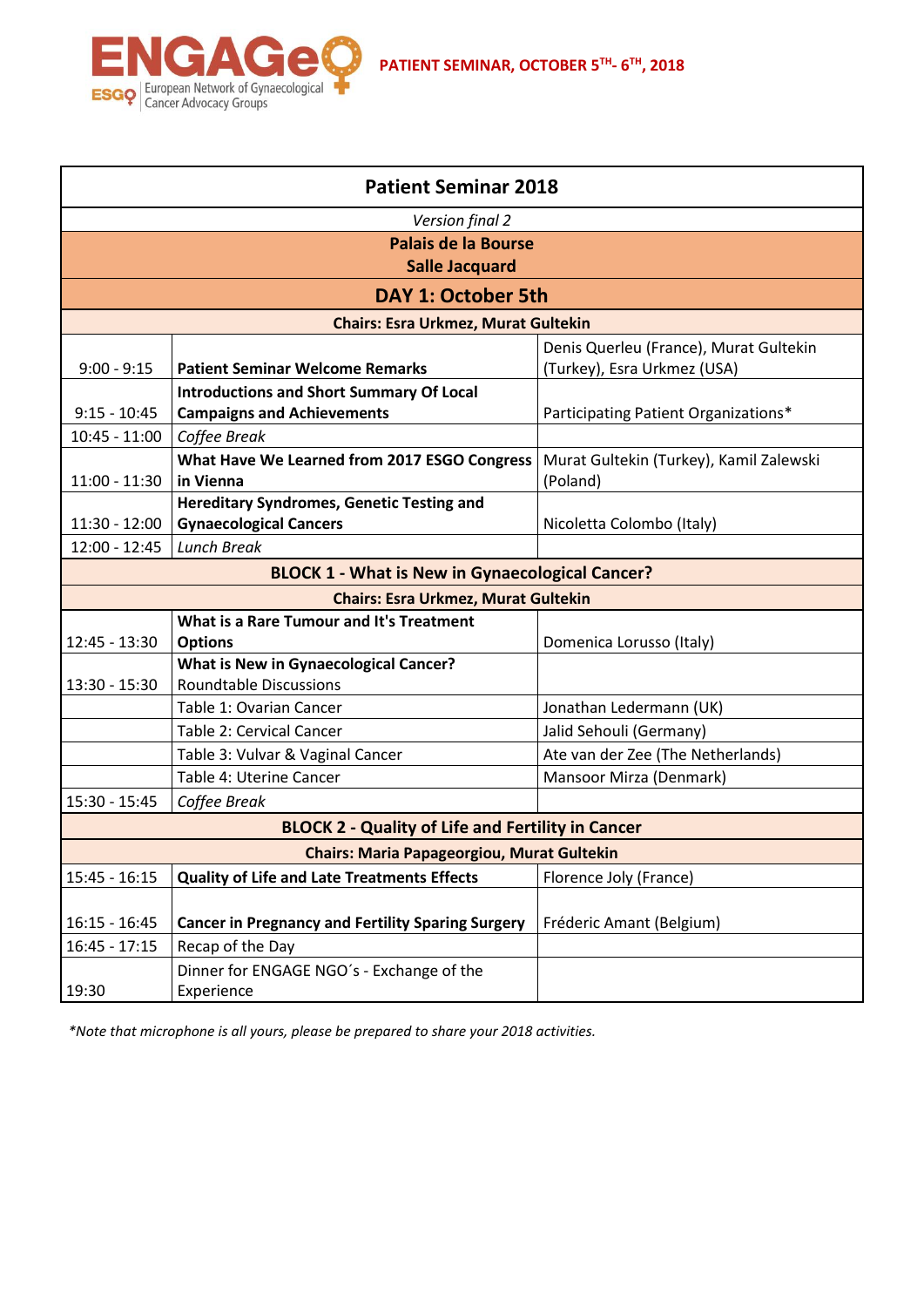ENGAGe
ESGO | European Network of Gynaecological Cancer Advocacy Groups

**PATIENT SEMINAR, OCTOBER 5TH- 6TH, 2018**

| Patient Seminar 2018 | | |
|---|---|---|
| *Version final 2* | | |
| **Palais de la Bourse**<br>**Salle Jacquard** | | |
| **DAY 1: October 5th** | | |
| **Chairs: Esra Urkmez, Murat Gultekin** | | |
| 9:00 - 9:15 | **Patient Seminar Welcome Remarks** | Denis Querleu (France), Murat Gultekin (Turkey), Esra Urkmez (USA) |
| 9:15 - 10:45 | **Introductions and Short Summary Of Local Campaigns and Achievements** | Participating Patient Organizations* |
| 10:45 - 11:00 | *Coffee Break* | |
| 11:00 - 11:30 | **What Have We Learned from 2017 ESGO Congress in Vienna** | Murat Gultekin (Turkey), Kamil Zalewski (Poland) |
| 11:30 - 12:00 | **Hereditary Syndromes, Genetic Testing and Gynaecological Cancers** | Nicoletta Colombo (Italy) |
| 12:00 - 12:45 | *Lunch Break* | |
| **BLOCK 1 - What is New in Gynaecological Cancer?** | | |
| **Chairs: Esra Urkmez, Murat Gultekin** | | |
| 12:45 - 13:30 | **What is a Rare Tumour and It's Treatment Options** | Domenica Lorusso (Italy) |
| 13:30 - 15:30 | **What is New in Gynaecological Cancer?**<br>Roundtable Discussions | |
| | Table 1: Ovarian Cancer | Jonathan Ledermann (UK) |
| | Table 2: Cervical Cancer | Jalid Sehouli (Germany) |
| | Table 3: Vulvar & Vaginal Cancer | Ate van der Zee (The Netherlands) |
| | Table 4: Uterine Cancer | Mansoor Mirza (Denmark) |
| 15:30 - 15:45 | *Coffee Break* | |
| **BLOCK 2 - Quality of Life and Fertility in Cancer** | | |
| **Chairs: Maria Papageorgiou, Murat Gultekin** | | |
| 15:45 - 16:15 | **Quality of Life and Late Treatments Effects** | Florence Joly (France) |
| 16:15 - 16:45 | **Cancer in Pregnancy and Fertility Sparing Surgery** | Fréderic Amant (Belgium) |
| 16:45 - 17:15 | Recap of the Day | |
| 19:30 | Dinner for ENGAGE NGO´s - Exchange of the Experience | |

*Note that microphone is all yours, please be prepared to share your 2018 activities.*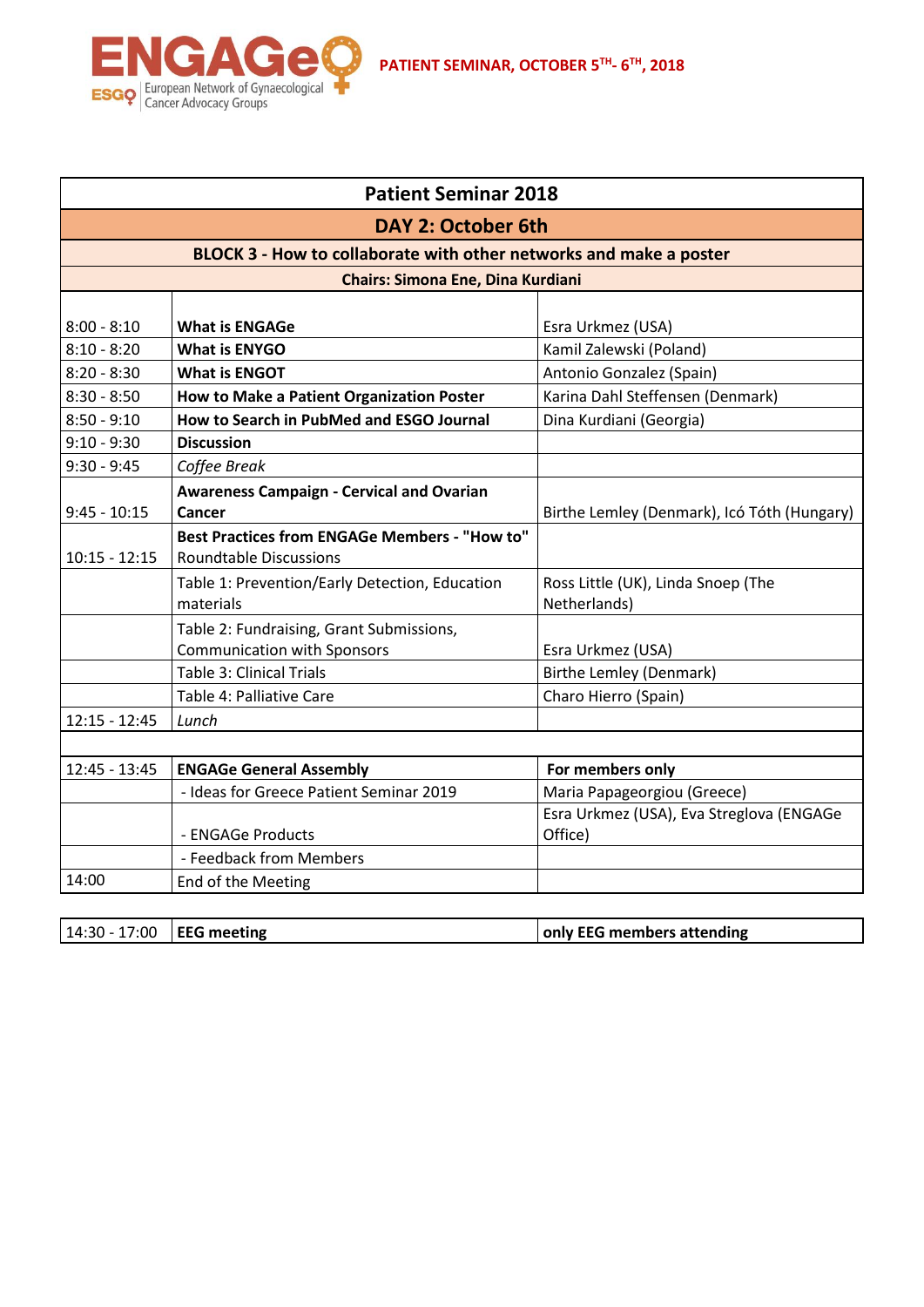PATIENT SEMINAR, OCTOBER 5TH- 6TH, 2018

| Patient Seminar 2018 | | |
|---|---|---|
| **DAY 2: October 6th** | | |
| **BLOCK 3 - How to collaborate with other networks and make a poster** | | |
| **Chairs: Simona Ene, Dina Kurdiani** | | |
| 8:00 - 8:10 | **What is ENGAGe** | Esra Urkmez (USA) |
| 8:10 - 8:20 | **What is ENYGO** | Kamil Zalewski (Poland) |
| 8:20 - 8:30 | **What is ENGOT** | Antonio Gonzalez (Spain) |
| 8:30 - 8:50 | **How to Make a Patient Organization Poster** | Karina Dahl Steffensen (Denmark) |
| 8:50 - 9:10 | **How to Search in PubMed and ESGO Journal** | Dina Kurdiani (Georgia) |
| 9:10 - 9:30 | **Discussion** | |
| 9:30 - 9:45 | *Coffee Break* | |
| 9:45 - 10:15 | **Awareness Campaign - Cervical and Ovarian Cancer** | Birthe Lemley (Denmark), Icó Tóth (Hungary) |
| 10:15 - 12:15 | **Best Practices from ENGAGe Members - "How to"** Roundtable Discussions | |
| | Table 1: Prevention/Early Detection, Education materials | Ross Little (UK), Linda Snoep (The Netherlands) |
| | Table 2: Fundraising, Grant Submissions, Communication with Sponsors | Esra Urkmez (USA) |
| | Table 3: Clinical Trials | Birthe Lemley (Denmark) |
| | Table 4: Palliative Care | Charo Hierro (Spain) |
| 12:15 - 12:45 | *Lunch* | |
| | | |
| 12:45 - 13:45 | **ENGAGe General Assembly** | **For members only** |
| | - Ideas for Greece Patient Seminar 2019 | Maria Papageorgiou (Greece) |
| | - ENGAGe Products | Esra Urkmez (USA), Eva Streglova (ENGAGe Office) |
| | - Feedback from Members | |
| 14:00 | End of the Meeting | |

| | | |
|---|---|---|
| 14:30 - 17:00 | **EEG meeting** | **only EEG members attending** |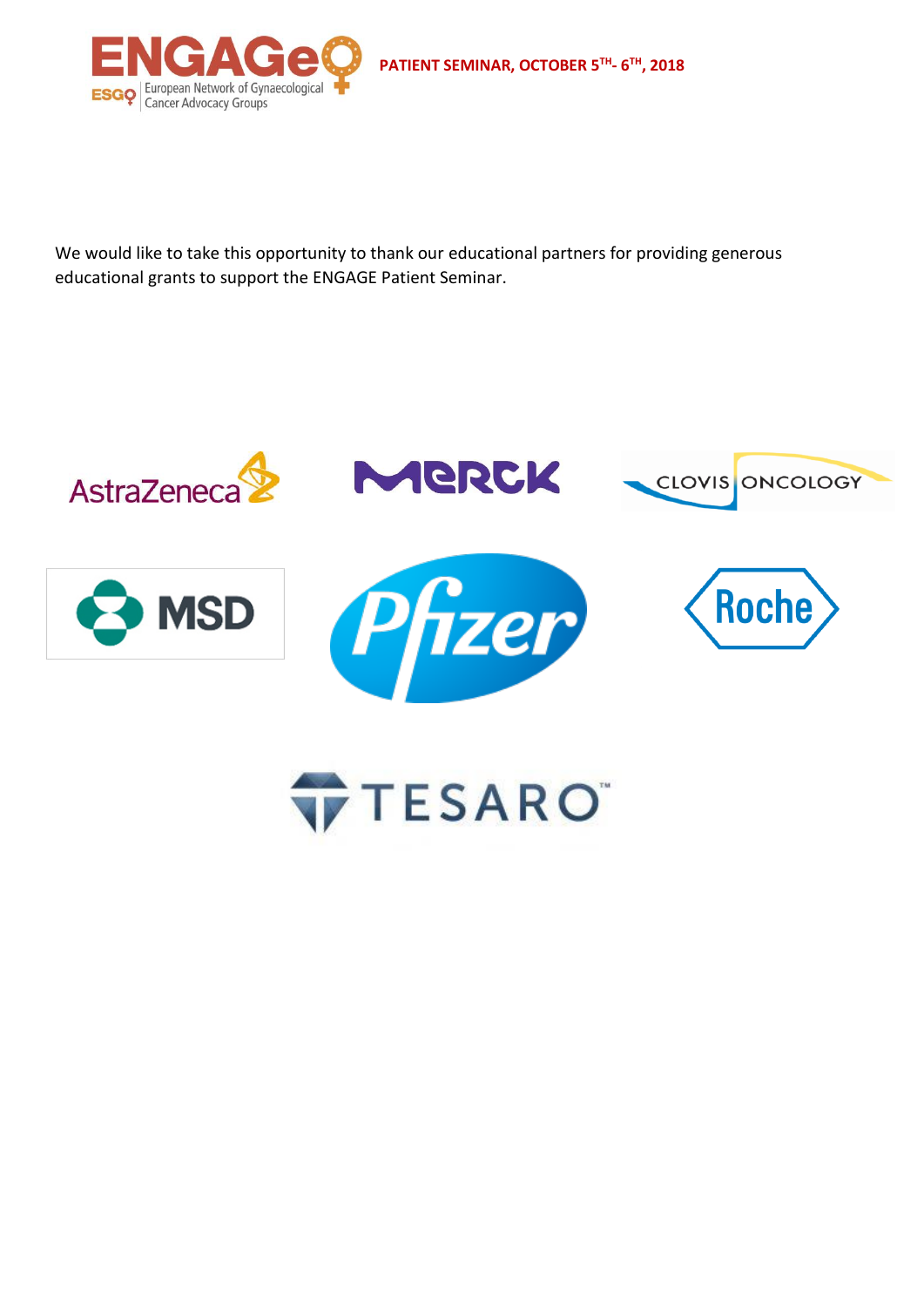We would like to take this opportunity to thank our educational partners for providing generous educational grants to support the ENGAGE Patient Seminar.